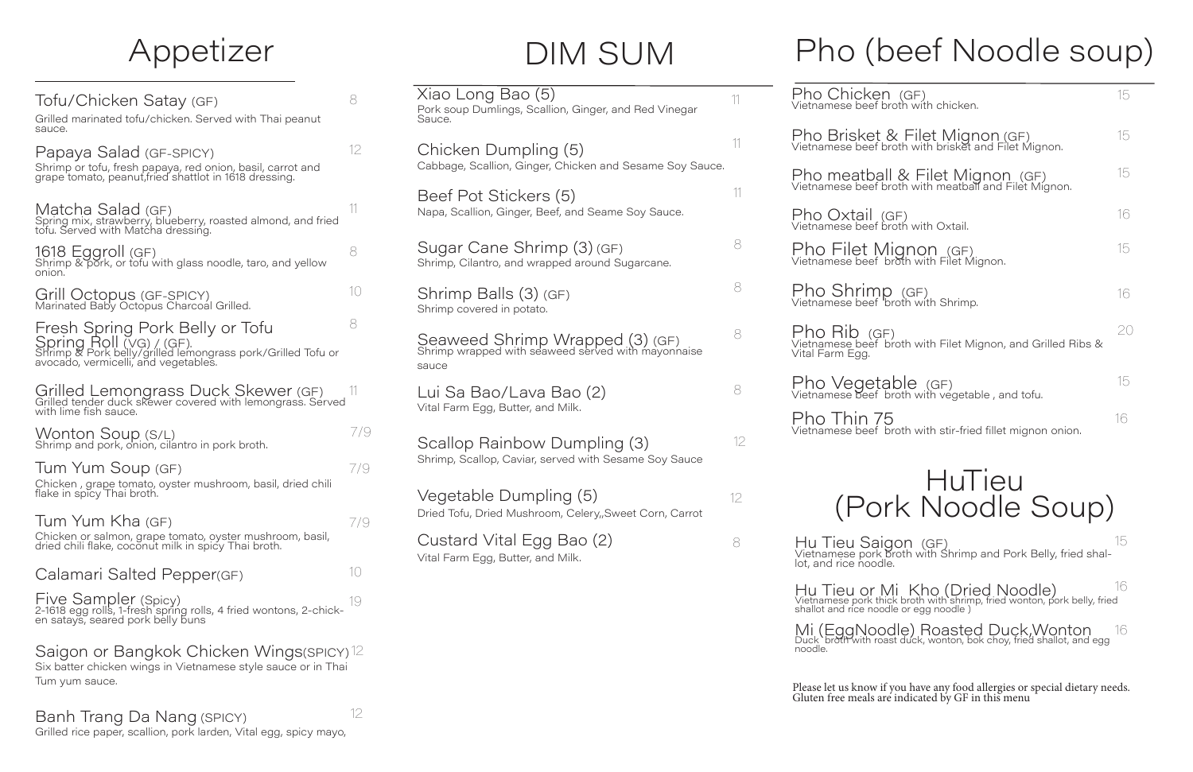# Appetizer

**Tofu/Chicken Satay** (GF) — 8
Grilled marinated tofu/chicken. Served with Thai peanut sauce.

**Papaya Salad** (GF-SPICY) — 12
Shrimp or tofu, fresh papaya, red onion, basil, carrot and grape tomato, peanut,fried shattlot in 1618 dressing.

**Matcha Salad** (GF) — 11
Spring mix, strawberry, blueberry, roasted almond, and fried tofu. Served with Matcha dressing.

**1618 Eggroll** (GF) — 8
Shrimp & pork, or tofu with glass noodle, taro, and yellow onion.

**Grill Octopus** (GF-SPICY) — 10
Marinated Baby Octopus Charcoal Grilled.

**Fresh Spring Pork Belly or Tofu Spring Roll** (VG) / (GF). — 8
Shrimp & Pork belly/grilled lemongrass pork/Grilled Tofu or avocado, vermicelli, and vegetables.

**Grilled Lemongrass Duck Skewer** (GF) — 11
Grilled tender duck skewer covered with lemongrass. Served with lime fish sauce.

**Wonton Soup** (S/L) — 7/9
Shrimp and pork, onion, cilantro in pork broth.

**Tum Yum Soup** (GF) — 7/9
Chicken , grape tomato, oyster mushroom, basil, dried chili flake in spicy Thai broth.

**Tum Yum Kha** (GF) — 7/9
Chicken or salmon, grape tomato, oyster mushroom, basil, dried chili flake, coconut milk in spicy Thai broth.

**Calamari Salted Pepper**(GF) — 10

**Five Sampler** (Spicy) — 19
2-1618 egg rolls, 1-fresh spring rolls, 4 fried wontons, 2-chicken satays, seared pork belly buns

**Saigon or Bangkok Chicken Wings**(SPICY) — 12
Six batter chicken wings in Vietnamese style sauce or in Thai Tum yum sauce.

**Banh Trang Da Nang** (SPICY) — 12
Grilled rice paper, scallion, pork larden, Vital egg, spicy mayo,

# DIM SUM

**Xiao Long Bao (5)** — 11
Pork soup Dumlings, Scallion, Ginger, and Red Vinegar Sauce.

**Chicken Dumpling (5)** — 11
Cabbage, Scallion, Ginger, Chicken and Sesame Soy Sauce.

**Beef Pot Stickers (5)** — 11
Napa, Scallion, Ginger, Beef, and Seame Soy Sauce.

**Sugar Cane Shrimp (3)** (GF) — 8
Shrimp, Cilantro, and wrapped around Sugarcane.

**Shrimp Balls (3)** (GF) — 8
Shrimp covered in potato.

**Seaweed Shrimp Wrapped (3)** (GF) — 8
Shrimp wrapped with seaweed served with mayonnaise sauce

**Lui Sa Bao/Lava Bao (2)** — 8
Vital Farm Egg, Butter, and Milk.

**Scallop Rainbow Dumpling (3)** — 12
Shrimp, Scallop, Caviar, served with Sesame Soy Sauce

**Vegetable Dumpling (5)** — 12
Dried Tofu, Dried Mushroom, Celery,,Sweet Corn, Carrot

**Custard Vital Egg Bao (2)** — 8
Vital Farm Egg, Butter, and Milk.

# Pho (beef Noodle soup)

**Pho Chicken** (GF) — 15
Vietnamese beef broth with chicken.

**Pho Brisket & Filet Mignon** (GF) — 15
Vietnamese beef broth with brisket and Filet Mignon.

**Pho meatball & Filet Mignon** (GF) — 15
Vietnamese beef broth with meatball and Filet Mignon.

**Pho Oxtail** (GF) — 16
Vietnamese beef broth with Oxtail.

**Pho Filet Mignon** (GF) — 15
Vietnamese beef broth with Filet Mignon.

**Pho Shrimp** (GF) — 16
Vietnamese beef broth with Shrimp.

**Pho Rib** (GF) — 20
Vietnamese beef broth with Filet Mignon, and Grilled Ribs & Vital Farm Egg.

**Pho Vegetable** (GF) — 15
Vietnamese beef broth with vegetable , and tofu.

**Pho Thin 75** — 16
Vietnamese beef broth with stir-fried fillet mignon onion.

# HuTieu (Pork Noodle Soup)

**Hu Tieu Saigon** (GF) — 15
Vietnamese pork broth with Shrimp and Pork Belly, fried shallot, and rice noodle.

**Hu Tieu or Mi Kho (Dried Noodle)** — 16
Vietnamese pork thick broth with shrimp, fried wonton, pork belly, fried shallot and rice noodle or egg noodle )

**Mi (EggNoodle) Roasted Duck,Wonton** — 16
Duck broth with roast duck, wonton, bok choy, fried shallot, and egg noodle.

Please let us know if you have any food allergies or special dietary needs. Gluten free meals are indicated by GF in this menu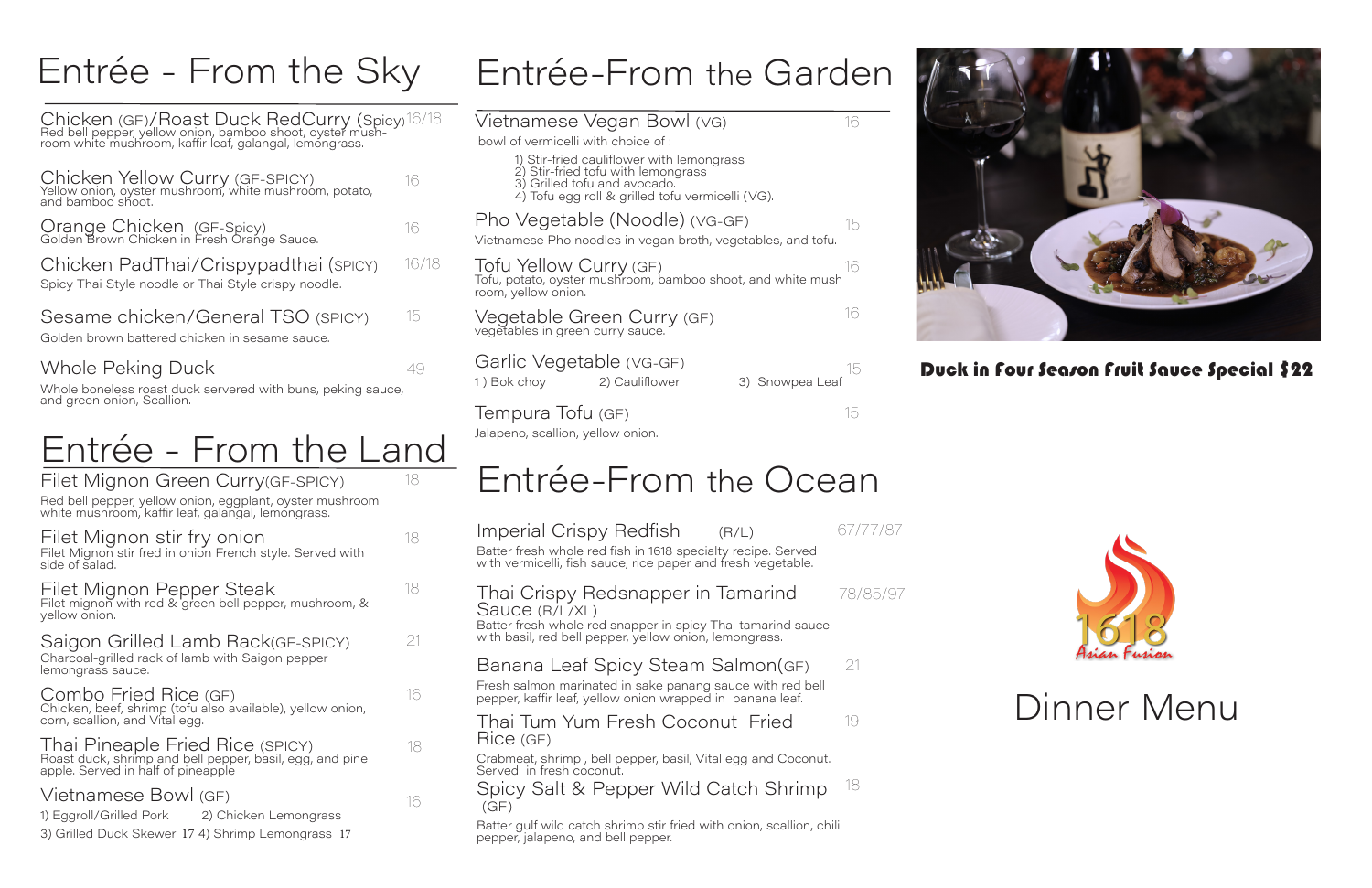# Entrée - From the Sky

**Chicken (GF)/Roast Duck RedCurry (Spicy)** 16/18
Red bell pepper, yellow onion, bamboo shoot, oyster mushroom white mushroom, kaffir leaf, galangal, lemongrass.

**Chicken Yellow Curry (GF-SPICY)** 16
Yellow onion, oyster mushroom, white mushroom, potato, and bamboo shoot.

**Orange Chicken (GF-Spicy)** 16
Golden Brown Chicken in Fresh Orange Sauce.

**Chicken PadThai/Crispypadthai (SPICY)** 16/18
Spicy Thai Style noodle or Thai Style crispy noodle.

**Sesame chicken/General TSO (SPICY)** 15
Golden brown battered chicken in sesame sauce.

**Whole Peking Duck** 49
Whole boneless roast duck servered with buns, peking sauce, and green onion, Scallion.

# Entrée - From the Land

**Filet Mignon Green Curry(GF-SPICY)** 18
Red bell pepper, yellow onion, eggplant, oyster mushroom white mushroom, kaffir leaf, galangal, lemongrass.

**Filet Mignon stir fry onion** 18
Filet Mignon stir fred in onion French style. Served with side of salad.

**Filet Mignon Pepper Steak** 18
Filet mignon with red & green bell pepper, mushroom, & yellow onion.

**Saigon Grilled Lamb Rack(GF-SPICY)** 21
Charcoal-grilled rack of lamb with Saigon pepper lemongrass sauce.

**Combo Fried Rice (GF)** 16
Chicken, beef, shrimp (tofu also available), yellow onion, corn, scallion, and Vital egg.

**Thai Pineaple Fried Rice (SPICY)** 18
Roast duck, shrimp and bell pepper, basil, egg, and pine apple. Served in half of pineapple

**Vietnamese Bowl (GF)** 16
1) Eggroll/Grilled Pork 2) Chicken Lemongrass
3) Grilled Duck Skewer 17 4) Shrimp Lemongrass 17

# Entrée-From the Garden

**Vietnamese Vegan Bowl (VG)** 16
bowl of vermicelli with choice of :

1) Stir-fried cauliflower with lemongrass
2) Stir-fried tofu with lemongrass
3) Grilled tofu and avocado.
4) Tofu egg roll & grilled tofu vermicelli (VG).

**Pho Vegetable (Noodle) (VG-GF)** 15
Vietnamese Pho noodles in vegan broth, vegetables, and tofu.

**Tofu Yellow Curry (GF)** 16
Tofu, potato, oyster mushroom, bamboo shoot, and white mush room, yellow onion.

**Vegetable Green Curry (GF)** 16
vegetables in green curry sauce.

**Garlic Vegetable (VG-GF)** 15
1) Bok choy 2) Cauliflower 3) Snowpea Leaf

**Tempura Tofu (GF)** 15
Jalapeno, scallion, yellow onion.

# Entrée-From the Ocean

**Imperial Crispy Redfish (R/L)** 67/77/87
Batter fresh whole red fish in 1618 specialty recipe. Served with vermicelli, fish sauce, rice paper and fresh vegetable.

**Thai Crispy Redsnapper in Tamarind Sauce (R/L/XL)** 78/85/97
Batter fresh whole red snapper in spicy Thai tamarind sauce with basil, red bell pepper, yellow onion, lemongrass.

**Banana Leaf Spicy Steam Salmon(GF)** 21
Fresh salmon marinated in sake panang sauce with red bell pepper, kaffir leaf, yellow onion wrapped in banana leaf.

**Thai Tum Yum Fresh Coconut Fried Rice (GF)** 19
Crabmeat, shrimp , bell pepper, basil, Vital egg and Coconut. Served in fresh coconut.

**Spicy Salt & Pepper Wild Catch Shrimp (GF)** 18
Batter gulf wild catch shrimp stir fried with onion, scallion, chili pepper, jalapeno, and bell pepper.

**Duck in Four Season Fruit Sauce Special $22**

1618 Asian Fusion

# Dinner Menu